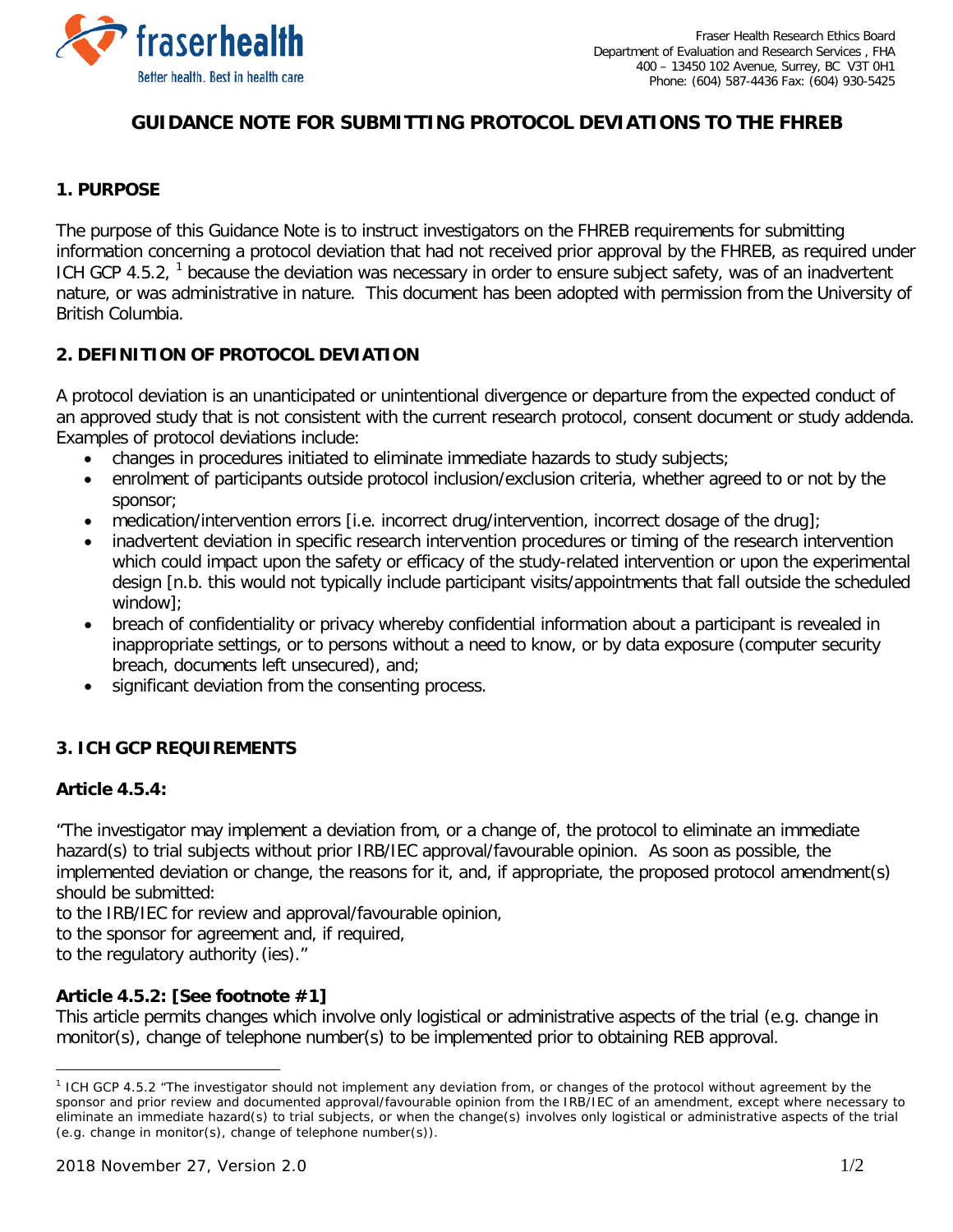Fraser Health Research Ethics Board
Department of Evaluation and Research Services , FHA
400 – 13450 102 Avenue, Surrey, BC V3T 0H1
Phone: (604) 587-4436 Fax: (604) 930-5425

# GUIDANCE NOTE FOR SUBMITTING PROTOCOL DEVIATIONS TO THE FHREB

## 1. PURPOSE

The purpose of this Guidance Note is to instruct investigators on the FHREB requirements for submitting information concerning a protocol deviation that had not received prior approval by the FHREB, as required under ICH GCP 4.5.2, [1] because the deviation was necessary in order to ensure subject safety, was of an inadvertent nature, or was administrative in nature. This document has been adopted with permission from the University of British Columbia.

## 2. DEFINITION OF PROTOCOL DEVIATION

A protocol deviation is an unanticipated or unintentional divergence or departure from the expected conduct of an approved study that is not consistent with the current research protocol, consent document or study addenda. Examples of protocol deviations include:

- changes in procedures initiated to eliminate immediate hazards to study subjects;
- enrolment of participants outside protocol inclusion/exclusion criteria, whether agreed to or not by the sponsor;
- medication/intervention errors [i.e. incorrect drug/intervention, incorrect dosage of the drug];
- inadvertent deviation in specific research intervention procedures or timing of the research intervention which could impact upon the safety or efficacy of the study-related intervention or upon the experimental design [n.b. this would not typically include participant visits/appointments that fall outside the scheduled window];
- breach of confidentiality or privacy whereby confidential information about a participant is revealed in inappropriate settings, or to persons without a need to know, or by data exposure (computer security breach, documents left unsecured), and;
- significant deviation from the consenting process.

## 3. ICH GCP REQUIREMENTS

### Article 4.5.4:

"The investigator may implement a deviation from, or a change of, the protocol to eliminate an immediate hazard(s) to trial subjects without prior IRB/IEC approval/favourable opinion. As soon as possible, the implemented deviation or change, the reasons for it, and, if appropriate, the proposed protocol amendment(s) should be submitted:
to the IRB/IEC for review and approval/favourable opinion,
to the sponsor for agreement and, if required,
to the regulatory authority (ies)."

### Article 4.5.2: [See footnote #1]

This article permits changes which involve only logistical or administrative aspects of the trial (e.g. change in monitor(s), change of telephone number(s) to be implemented prior to obtaining REB approval.

---

[1] ICH GCP 4.5.2 "The investigator should not implement any deviation from, or changes of the protocol without agreement by the sponsor and prior review and documented approval/favourable opinion from the IRB/IEC of an amendment, except where necessary to eliminate an immediate hazard(s) to trial subjects, or when the change(s) involves only logistical or administrative aspects of the trial (e.g. change in monitor(s), change of telephone number(s)).

2018 November 27, Version 2.0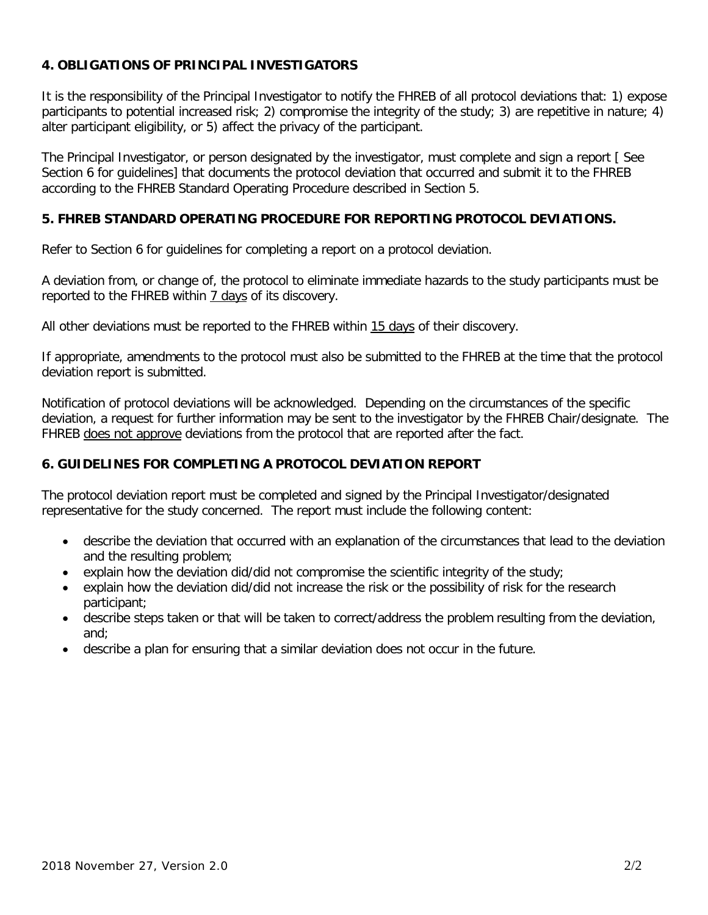## 4. OBLIGATIONS OF PRINCIPAL INVESTIGATORS

It is the responsibility of the Principal Investigator to notify the FHREB of all protocol deviations that: 1) expose participants to potential increased risk; 2) compromise the integrity of the study; 3) are repetitive in nature; 4) alter participant eligibility, or 5) affect the privacy of the participant.

The Principal Investigator, or person designated by the investigator, must complete and sign a report [ See Section 6 for guidelines] that documents the protocol deviation that occurred and submit it to the FHREB according to the FHREB Standard Operating Procedure described in Section 5.

## 5. FHREB STANDARD OPERATING PROCEDURE FOR REPORTING PROTOCOL DEVIATIONS.

Refer to Section 6 for guidelines for completing a report on a protocol deviation.

A deviation from, or change of, the protocol to eliminate immediate hazards to the study participants must be reported to the FHREB within 7 days of its discovery.

All other deviations must be reported to the FHREB within 15 days of their discovery.

If appropriate, amendments to the protocol must also be submitted to the FHREB at the time that the protocol deviation report is submitted.

Notification of protocol deviations will be acknowledged. Depending on the circumstances of the specific deviation, a request for further information may be sent to the investigator by the FHREB Chair/designate. The FHREB does not approve deviations from the protocol that are reported after the fact.

## 6. GUIDELINES FOR COMPLETING A PROTOCOL DEVIATION REPORT

The protocol deviation report must be completed and signed by the Principal Investigator/designated representative for the study concerned. The report must include the following content:

- describe the deviation that occurred with an explanation of the circumstances that lead to the deviation and the resulting problem;
- explain how the deviation did/did not compromise the scientific integrity of the study;
- explain how the deviation did/did not increase the risk or the possibility of risk for the research participant;
- describe steps taken or that will be taken to correct/address the problem resulting from the deviation, and;
- describe a plan for ensuring that a similar deviation does not occur in the future.

2018 November 27, Version 2.0